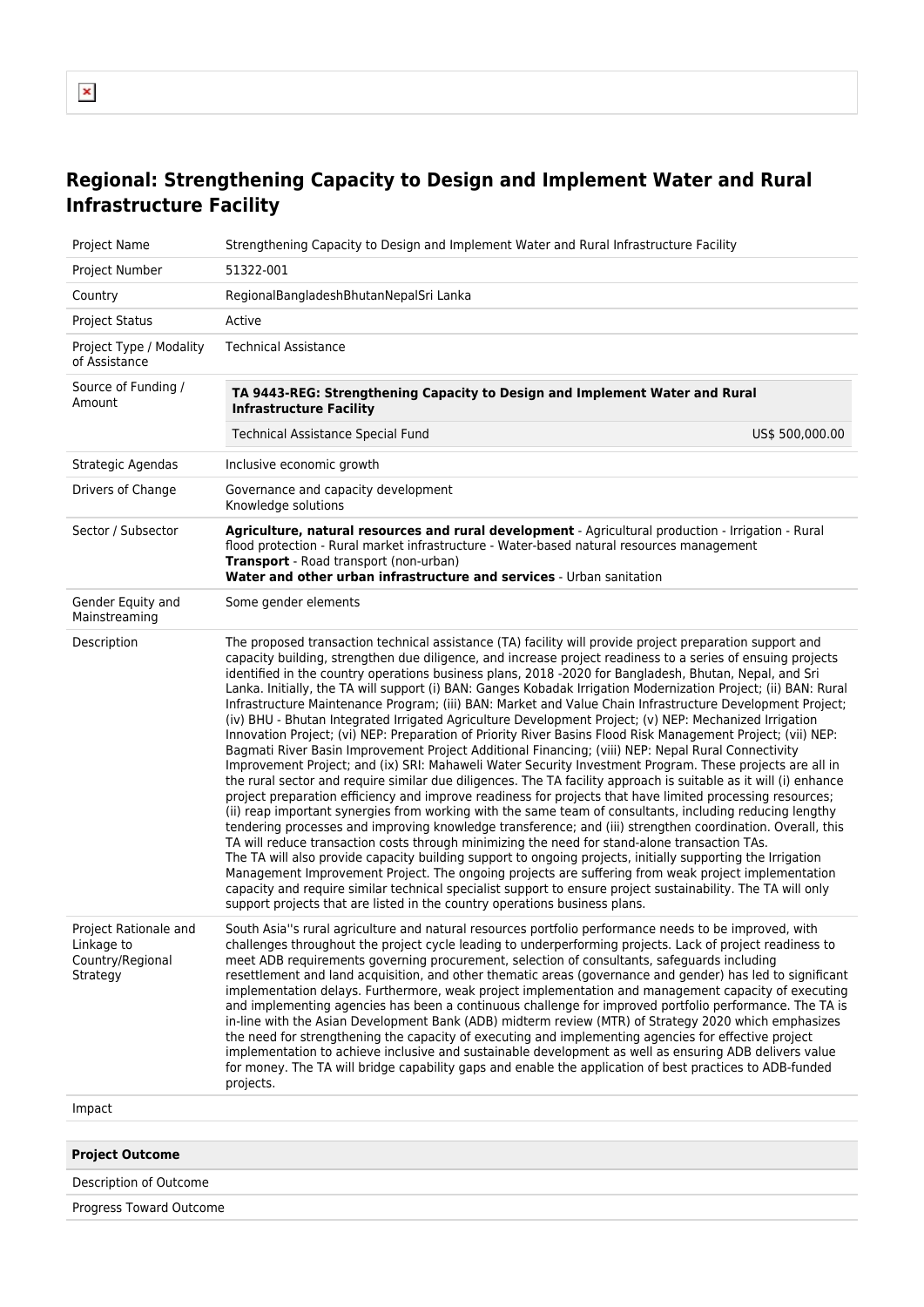# Regional: Strengthening Capacity to Design and Implement Water and Rural Infrastructure Facility

| | |
|---|---|
| Project Name | Strengthening Capacity to Design and Implement Water and Rural Infrastructure Facility |
| Project Number | 51322-001 |
| Country | RegionalBangladeshBhutanNepalSri Lanka |
| Project Status | Active |
| Project Type / Modality of Assistance | Technical Assistance |
| Source of Funding / Amount | **TA 9443-REG: Strengthening Capacity to Design and Implement Water and Rural Infrastructure Facility**<br>Technical Assistance Special Fund US$ 500,000.00 |
| Strategic Agendas | Inclusive economic growth |
| Drivers of Change | Governance and capacity development<br>Knowledge solutions |
| Sector / Subsector | **Agriculture, natural resources and rural development** - Agricultural production - Irrigation - Rural flood protection - Rural market infrastructure - Water-based natural resources management<br>**Transport** - Road transport (non-urban)<br>**Water and other urban infrastructure and services** - Urban sanitation |
| Gender Equity and Mainstreaming | Some gender elements |
| Description | The proposed transaction technical assistance (TA) facility will provide project preparation support and capacity building, strengthen due diligence, and increase project readiness to a series of ensuing projects identified in the country operations business plans, 2018 -2020 for Bangladesh, Bhutan, Nepal, and Sri Lanka. Initially, the TA will support (i) BAN: Ganges Kobadak Irrigation Modernization Project; (ii) BAN: Rural Infrastructure Maintenance Program; (iii) BAN: Market and Value Chain Infrastructure Development Project; (iv) BHU - Bhutan Integrated Irrigated Agriculture Development Project; (v) NEP: Mechanized Irrigation Innovation Project; (vi) NEP: Preparation of Priority River Basins Flood Risk Management Project; (vii) NEP: Bagmati River Basin Improvement Project Additional Financing; (viii) NEP: Nepal Rural Connectivity Improvement Project; and (ix) SRI: Mahaweli Water Security Investment Program. These projects are all in the rural sector and require similar due diligences. The TA facility approach is suitable as it will (i) enhance project preparation efficiency and improve readiness for projects that have limited processing resources; (ii) reap important synergies from working with the same team of consultants, including reducing lengthy tendering processes and improving knowledge transference; and (iii) strengthen coordination. Overall, this TA will reduce transaction costs through minimizing the need for stand-alone transaction TAs.<br>The TA will also provide capacity building support to ongoing projects, initially supporting the Irrigation Management Improvement Project. The ongoing projects are suffering from weak project implementation capacity and require similar technical specialist support to ensure project sustainability. The TA will only support projects that are listed in the country operations business plans. |
| Project Rationale and Linkage to Country/Regional Strategy | South Asia''s rural agriculture and natural resources portfolio performance needs to be improved, with challenges throughout the project cycle leading to underperforming projects. Lack of project readiness to meet ADB requirements governing procurement, selection of consultants, safeguards including resettlement and land acquisition, and other thematic areas (governance and gender) has led to significant implementation delays. Furthermore, weak project implementation and management capacity of executing and implementing agencies has been a continuous challenge for improved portfolio performance. The TA is in-line with the Asian Development Bank (ADB) midterm review (MTR) of Strategy 2020 which emphasizes the need for strengthening the capacity of executing and implementing agencies for effective project implementation to achieve inclusive and sustainable development as well as ensuring ADB delivers value for money. The TA will bridge capability gaps and enable the application of best practices to ADB-funded projects. |
| Impact | |

| **Project Outcome** | |
|---|---|
| Description of Outcome | |
| Progress Toward Outcome | |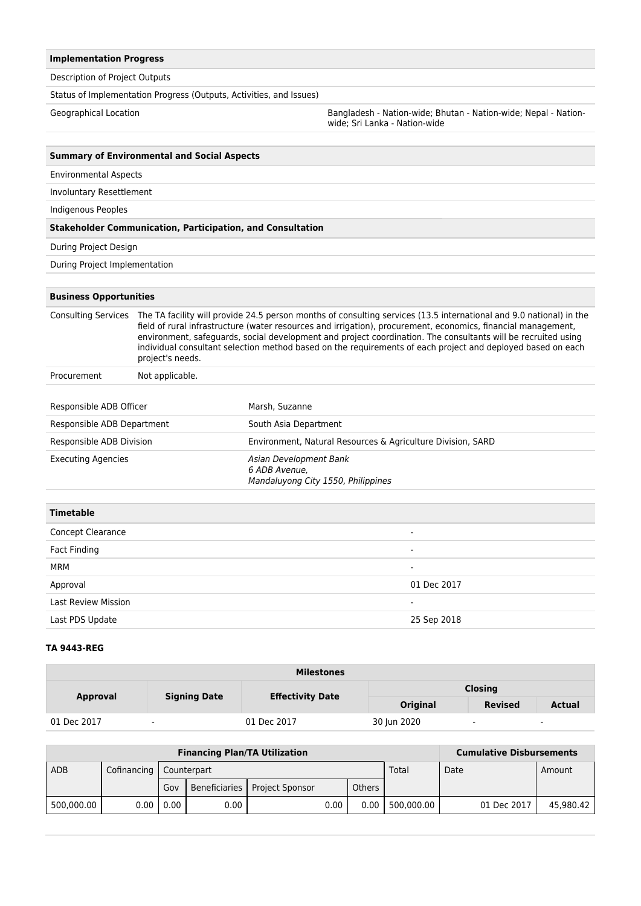| **Implementation Progress** | |
|---|---|
| Description of Project Outputs | |
| Status of Implementation Progress (Outputs, Activities, and Issues) | |
| Geographical Location | Bangladesh - Nation-wide; Bhutan - Nation-wide; Nepal - Nation-wide; Sri Lanka - Nation-wide |

| **Summary of Environmental and Social Aspects** | |
|---|---|
| Environmental Aspects | |
| Involuntary Resettlement | |
| Indigenous Peoples | |
| **Stakeholder Communication, Participation, and Consultation** | |
| During Project Design | |
| During Project Implementation | |

| **Business Opportunities** | |
|---|---|
| Consulting Services | The TA facility will provide 24.5 person months of consulting services (13.5 international and 9.0 national) in the field of rural infrastructure (water resources and irrigation), procurement, economics, financial management, environment, safeguards, social development and project coordination. The consultants will be recruited using individual consultant selection method based on the requirements of each project and deployed based on each project's needs. |
| Procurement | Not applicable. |

| | |
|---|---|
| Responsible ADB Officer | Marsh, Suzanne |
| Responsible ADB Department | South Asia Department |
| Responsible ADB Division | Environment, Natural Resources & Agriculture Division, SARD |
| Executing Agencies | *Asian Development Bank*<br>*6 ADB Avenue,*<br>*Mandaluyong City 1550, Philippines* |

| **Timetable** | |
|---|---|
| Concept Clearance | - |
| Fact Finding | - |
| MRM | - |
| Approval | 01 Dec 2017 |
| Last Review Mission | - |
| Last PDS Update | 25 Sep 2018 |

**TA 9443-REG**

| **Milestones** | | | | | |
|---|---|---|---|---|---|
| **Approval** | **Signing Date** | **Effectivity Date** | **Closing** | | |
| | | | **Original** | **Revised** | **Actual** |
| 01 Dec 2017 | - | 01 Dec 2017 | 30 Jun 2020 | - | - |

| **Financing Plan/TA Utilization** | | | | | | | **Cumulative Disbursements** | |
|---|---|---|---|---|---|---|---|---|
| ADB | Cofinancing | Counterpart | | | | Total | Date | Amount |
| | | Gov | Beneficiaries | Project Sponsor | Others | | | |
| 500,000.00 | 0.00 | 0.00 | 0.00 | 0.00 | 0.00 | 500,000.00 | 01 Dec 2017 | 45,980.42 |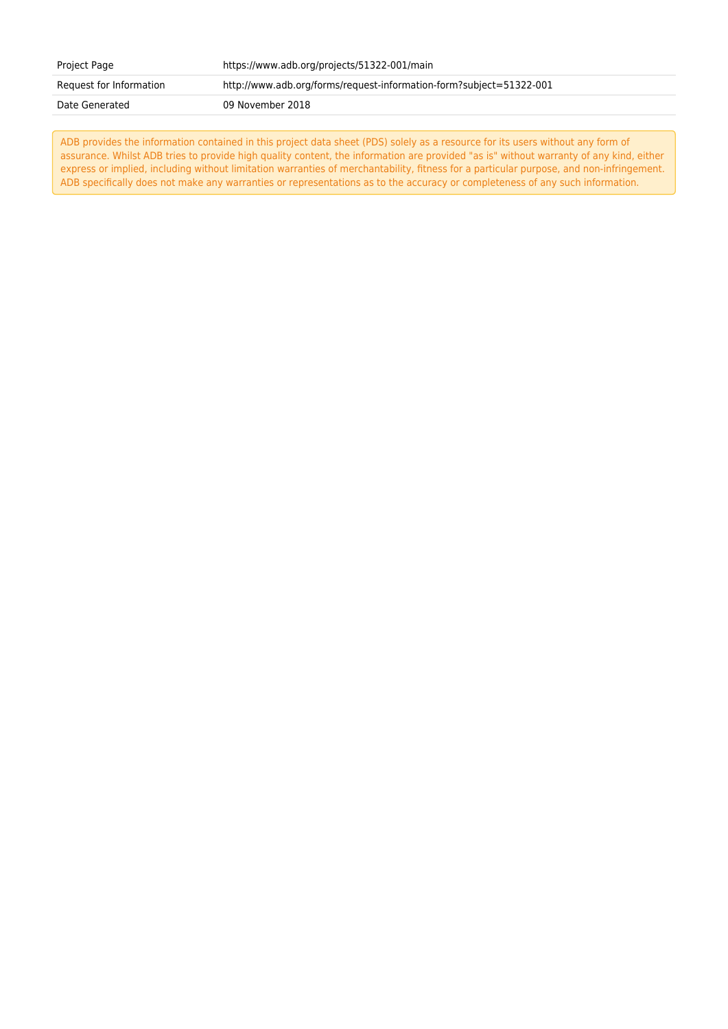| | |
|---|---|
| Project Page | https://www.adb.org/projects/51322-001/main |
| Request for Information | http://www.adb.org/forms/request-information-form?subject=51322-001 |
| Date Generated | 09 November 2018 |

ADB provides the information contained in this project data sheet (PDS) solely as a resource for its users without any form of assurance. Whilst ADB tries to provide high quality content, the information are provided "as is" without warranty of any kind, either express or implied, including without limitation warranties of merchantability, fitness for a particular purpose, and non-infringement. ADB specifically does not make any warranties or representations as to the accuracy or completeness of any such information.